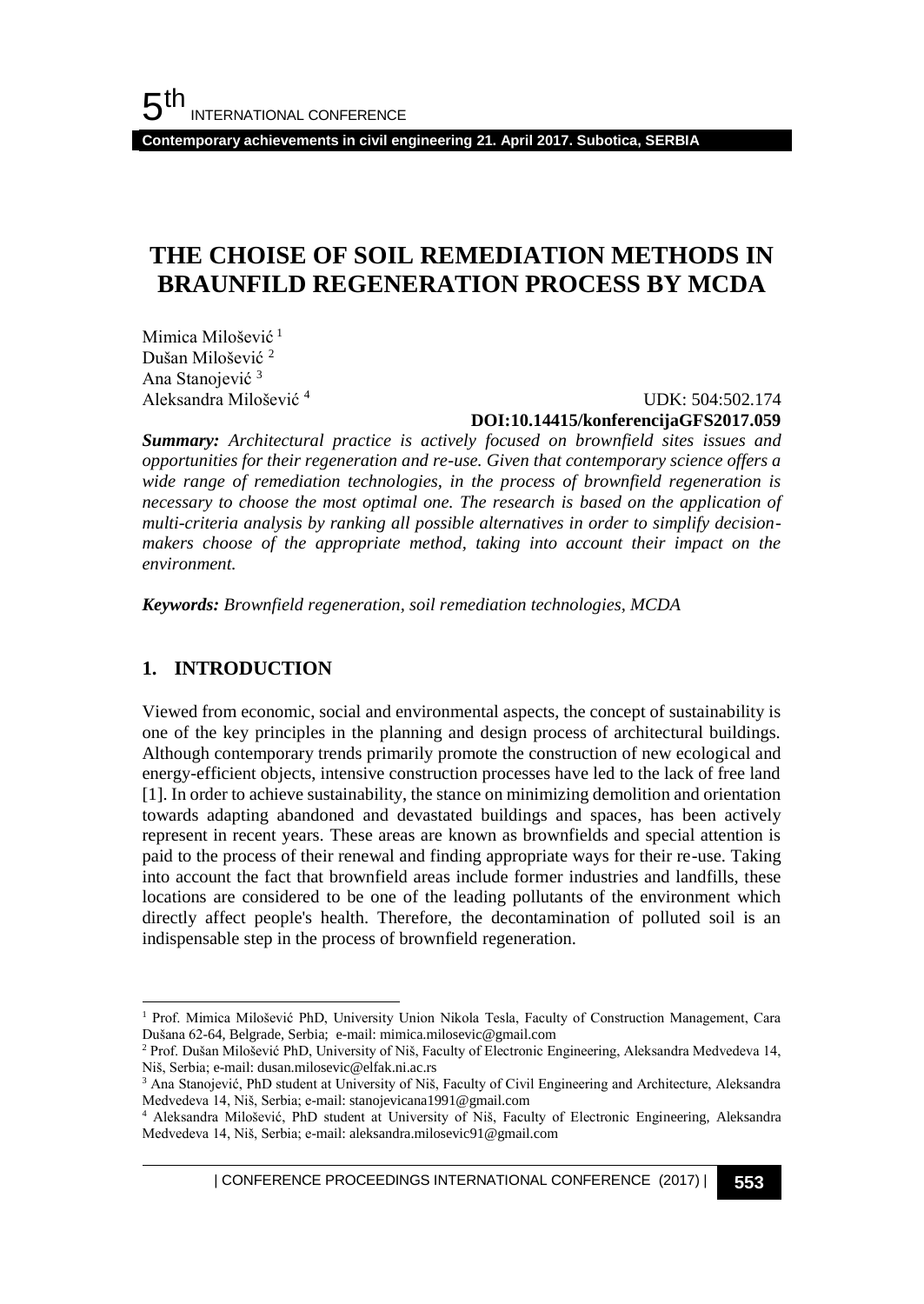# THE CHOISE OF SOIL REMEDIATION METHODS IN BRAUNFILD REGENERATION PROCESS BY MCDA

Mimica Milošević [1]
Dušan Milošević [2]
Ana Stanojević [3]
Aleksandra Milošević [4]

UDK: 504:502.174
**DOI:10.14415/konferencijaGFS2017.059**

***Summary:*** *Architectural practice is actively focused on brownfield sites issues and opportunities for their regeneration and re-use. Given that contemporary science offers a wide range of remediation technologies, in the process of brownfield regeneration is necessary to choose the most optimal one. The research is based on the application of multi-criteria analysis by ranking all possible alternatives in order to simplify decision-makers choose of the appropriate method, taking into account their impact on the environment.*

***Keywords:*** *Brownfield regeneration, soil remediation technologies, MCDA*

## 1. INTRODUCTION

Viewed from economic, social and environmental aspects, the concept of sustainability is one of the key principles in the planning and design process of architectural buildings. Although contemporary trends primarily promote the construction of new ecological and energy-efficient objects, intensive construction processes have led to the lack of free land [1]. In order to achieve sustainability, the stance on minimizing demolition and orientation towards adapting abandoned and devastated buildings and spaces, has been actively represent in recent years. These areas are known as brownfields and special attention is paid to the process of their renewal and finding appropriate ways for their re-use. Taking into account the fact that brownfield areas include former industries and landfills, these locations are considered to be one of the leading pollutants of the environment which directly affect people's health. Therefore, the decontamination of polluted soil is an indispensable step in the process of brownfield regeneration.

---

[1] Prof. Mimica Milošević PhD, University Union Nikola Tesla, Faculty of Construction Management, Cara Dušana 62-64, Belgrade, Serbia; e-mail: mimica.milosevic@gmail.com

[2] Prof. Dušan Milošević PhD, University of Niš, Faculty of Electronic Engineering, Aleksandra Medvedeva 14, Niš, Serbia; e-mail: dusan.milosevic@elfak.ni.ac.rs

[3] Ana Stanojević, PhD student at University of Niš, Faculty of Civil Engineering and Architecture, Aleksandra Medvedeva 14, Niš, Serbia; e-mail: stanojevicana1991@gmail.com

[4] Aleksandra Milošević, PhD student at University of Niš, Faculty of Electronic Engineering, Aleksandra Medvedeva 14, Niš, Serbia; e-mail: aleksandra.milosevic91@gmail.com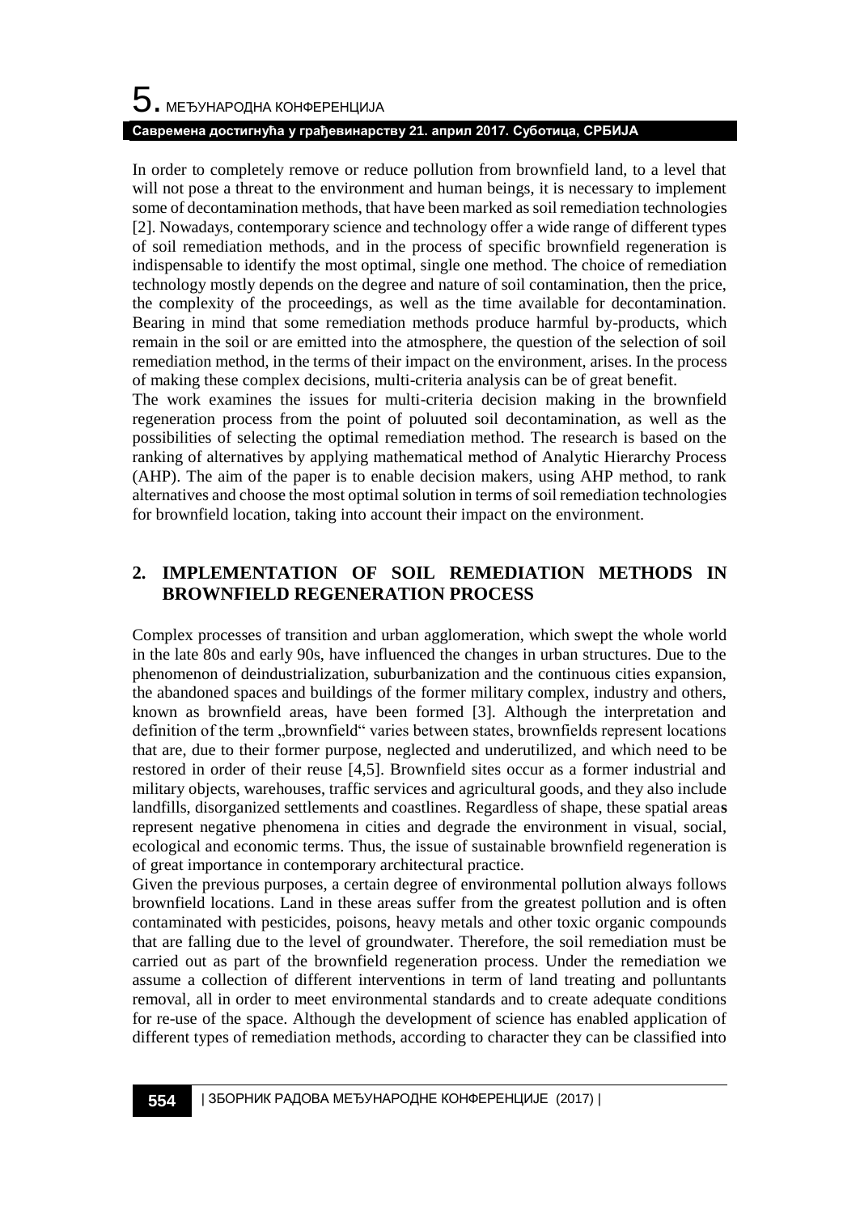In order to completely remove or reduce pollution from brownfield land, to a level that will not pose a threat to the environment and human beings, it is necessary to implement some of decontamination methods, that have been marked as soil remediation technologies [2]. Nowadays, contemporary science and technology offer a wide range of different types of soil remediation methods, and in the process of specific brownfield regeneration is indispensable to identify the most optimal, single one method. The choice of remediation technology mostly depends on the degree and nature of soil contamination, then the price, the complexity of the proceedings, as well as the time available for decontamination. Bearing in mind that some remediation methods produce harmful by-products, which remain in the soil or are emitted into the atmosphere, the question of the selection of soil remediation method, in the terms of their impact on the environment, arises. In the process of making these complex decisions, multi-criteria analysis can be of great benefit.

The work examines the issues for multi-criteria decision making in the brownfield regeneration process from the point of poluuted soil decontamination, as well as the possibilities of selecting the optimal remediation method. The research is based on the ranking of alternatives by applying mathematical method of Analytic Hierarchy Process (AHP). The aim of the paper is to enable decision makers, using AHP method, to rank alternatives and choose the most optimal solution in terms of soil remediation technologies for brownfield location, taking into account their impact on the environment.

## 2. IMPLEMENTATION OF SOIL REMEDIATION METHODS IN BROWNFIELD REGENERATION PROCESS

Complex processes of transition and urban agglomeration, which swept the whole world in the late 80s and early 90s, have influenced the changes in urban structures. Due to the phenomenon of deindustrialization, suburbanization and the continuous cities expansion, the abandoned spaces and buildings of the former military complex, industry and others, known as brownfield areas, have been formed [3]. Although the interpretation and definition of the term „brownfield" varies between states, brownfields represent locations that are, due to their former purpose, neglected and underutilized, and which need to be restored in order of their reuse [4,5]. Brownfield sites occur as a former industrial and military objects, warehouses, traffic services and agricultural goods, and they also include landfills, disorganized settlements and coastlines. Regardless of shape, these spatial areas represent negative phenomena in cities and degrade the environment in visual, social, ecological and economic terms. Thus, the issue of sustainable brownfield regeneration is of great importance in contemporary architectural practice.

Given the previous purposes, a certain degree of environmental pollution always follows brownfield locations. Land in these areas suffer from the greatest pollution and is often contaminated with pesticides, poisons, heavy metals and other toxic organic compounds that are falling due to the level of groundwater. Therefore, the soil remediation must be carried out as part of the brownfield regeneration process. Under the remediation we assume a collection of different interventions in term of land treating and polluntants removal, all in order to meet environmental standards and to create adequate conditions for re-use of the space. Although the development of science has enabled application of different types of remediation methods, according to character they can be classified into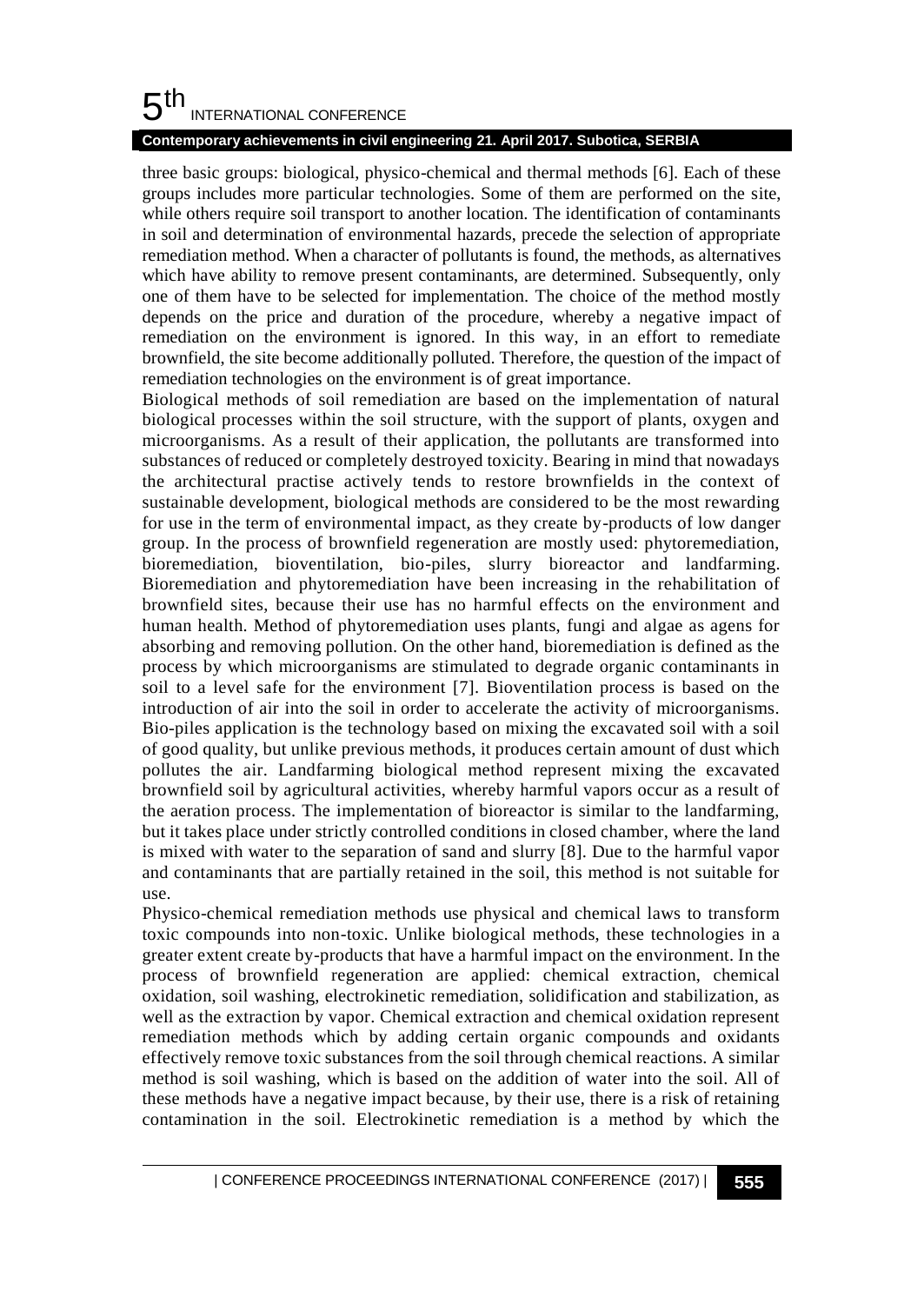three basic groups: biological, physico-chemical and thermal methods [6]. Each of these groups includes more particular technologies. Some of them are performed on the site, while others require soil transport to another location. The identification of contaminants in soil and determination of environmental hazards, precede the selection of appropriate remediation method. When a character of pollutants is found, the methods, as alternatives which have ability to remove present contaminants, are determined. Subsequently, only one of them have to be selected for implementation. The choice of the method mostly depends on the price and duration of the procedure, whereby a negative impact of remediation on the environment is ignored. In this way, in an effort to remediate brownfield, the site become additionally polluted. Therefore, the question of the impact of remediation technologies on the environment is of great importance.

Biological methods of soil remediation are based on the implementation of natural biological processes within the soil structure, with the support of plants, oxygen and microorganisms. As a result of their application, the pollutants are transformed into substances of reduced or completely destroyed toxicity. Bearing in mind that nowadays the architectural practise actively tends to restore brownfields in the context of sustainable development, biological methods are considered to be the most rewarding for use in the term of environmental impact, as they create by-products of low danger group. In the process of brownfield regeneration are mostly used: phytoremediation, bioremediation, bioventilation, bio-piles, slurry bioreactor and landfarming. Bioremediation and phytoremediation have been increasing in the rehabilitation of brownfield sites, because their use has no harmful effects on the environment and human health. Method of phytoremediation uses plants, fungi and algae as agens for absorbing and removing pollution. On the other hand, bioremediation is defined as the process by which microorganisms are stimulated to degrade organic contaminants in soil to a level safe for the environment [7]. Bioventilation process is based on the introduction of air into the soil in order to accelerate the activity of microorganisms. Bio-piles application is the technology based on mixing the excavated soil with a soil of good quality, but unlike previous methods, it produces certain amount of dust which pollutes the air. Landfarming biological method represent mixing the excavated brownfield soil by agricultural activities, whereby harmful vapors occur as a result of the aeration process. The implementation of bioreactor is similar to the landfarming, but it takes place under strictly controlled conditions in closed chamber, where the land is mixed with water to the separation of sand and slurry [8]. Due to the harmful vapor and contaminants that are partially retained in the soil, this method is not suitable for use.

Physico-chemical remediation methods use physical and chemical laws to transform toxic compounds into non-toxic. Unlike biological methods, these technologies in a greater extent create by-products that have a harmful impact on the environment. In the process of brownfield regeneration are applied: chemical extraction, chemical oxidation, soil washing, electrokinetic remediation, solidification and stabilization, as well as the extraction by vapor. Chemical extraction and chemical oxidation represent remediation methods which by adding certain organic compounds and oxidants effectively remove toxic substances from the soil through chemical reactions. A similar method is soil washing, which is based on the addition of water into the soil. All of these methods have a negative impact because, by their use, there is a risk of retaining contamination in the soil. Electrokinetic remediation is a method by which the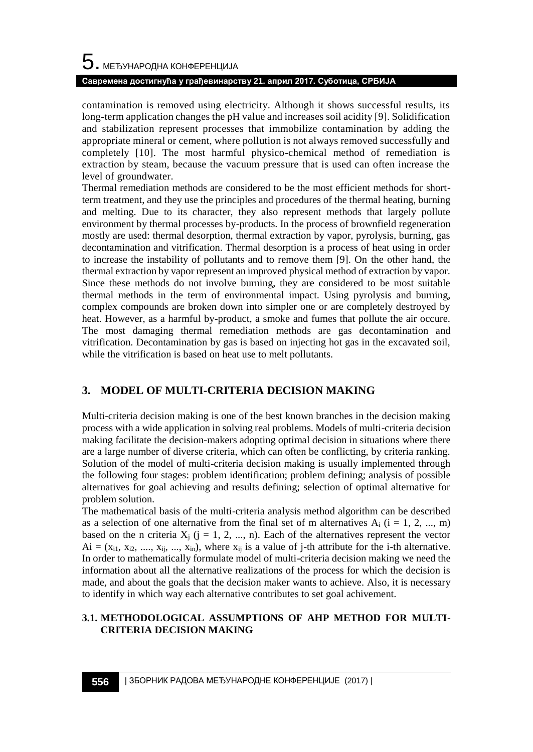contamination is removed using electricity. Although it shows successful results, its long-term application changes the pH value and increases soil acidity [9]. Solidification and stabilization represent processes that immobilize contamination by adding the appropriate mineral or cement, where pollution is not always removed successfully and completely [10]. The most harmful physico-chemical method of remediation is extraction by steam, because the vacuum pressure that is used can often increase the level of groundwater.

Thermal remediation methods are considered to be the most efficient methods for short-term treatment, and they use the principles and procedures of the thermal heating, burning and melting. Due to its character, they also represent methods that largely pollute environment by thermal processes by-products. In the process of brownfield regeneration mostly are used: thermal desorption, thermal extraction by vapor, pyrolysis, burning, gas decontamination and vitrification. Thermal desorption is a process of heat using in order to increase the instability of pollutants and to remove them [9]. On the other hand, the thermal extraction by vapor represent an improved physical method of extraction by vapor. Since these methods do not involve burning, they are considered to be most suitable thermal methods in the term of environmental impact. Using pyrolysis and burning, complex compounds are broken down into simpler one or are completely destroyed by heat. However, as a harmful by-product, a smoke and fumes that pollute the air occure. The most damaging thermal remediation methods are gas decontamination and vitrification. Decontamination by gas is based on injecting hot gas in the excavated soil, while the vitrification is based on heat use to melt pollutants.

## 3. MODEL OF MULTI-CRITERIA DECISION MAKING

Multi-criteria decision making is one of the best known branches in the decision making process with a wide application in solving real problems. Models of multi-criteria decision making facilitate the decision-makers adopting optimal decision in situations where there are a large number of diverse criteria, which can often be conflicting, by criteria ranking. Solution of the model of multi-criteria decision making is usually implemented through the following four stages: problem identification; problem defining; analysis of possible alternatives for goal achieving and results defining; selection of optimal alternative for problem solution.

The mathematical basis of the multi-criteria analysis method algorithm can be described as a selection of one alternative from the final set of m alternatives $A_i$ ($i = 1, 2, ..., m$) based on the n criteria $X_j$ ($j = 1, 2, ..., n$). Each of the alternatives represent the vector $Ai = (x_{i1}, x_{i2}, ...., x_{ij}, ..., x_{in})$, where $x_{ij}$ is a value of j-th attribute for the i-th alternative. In order to mathematically formulate model of multi-criteria decision making we need the information about all the alternative realizations of the process for which the decision is made, and about the goals that the decision maker wants to achieve. Also, it is necessary to identify in which way each alternative contributes to set goal achivement.

### 3.1. METHODOLOGICAL ASSUMPTIONS OF AHP METHOD FOR MULTI-CRITERIA DECISION MAKING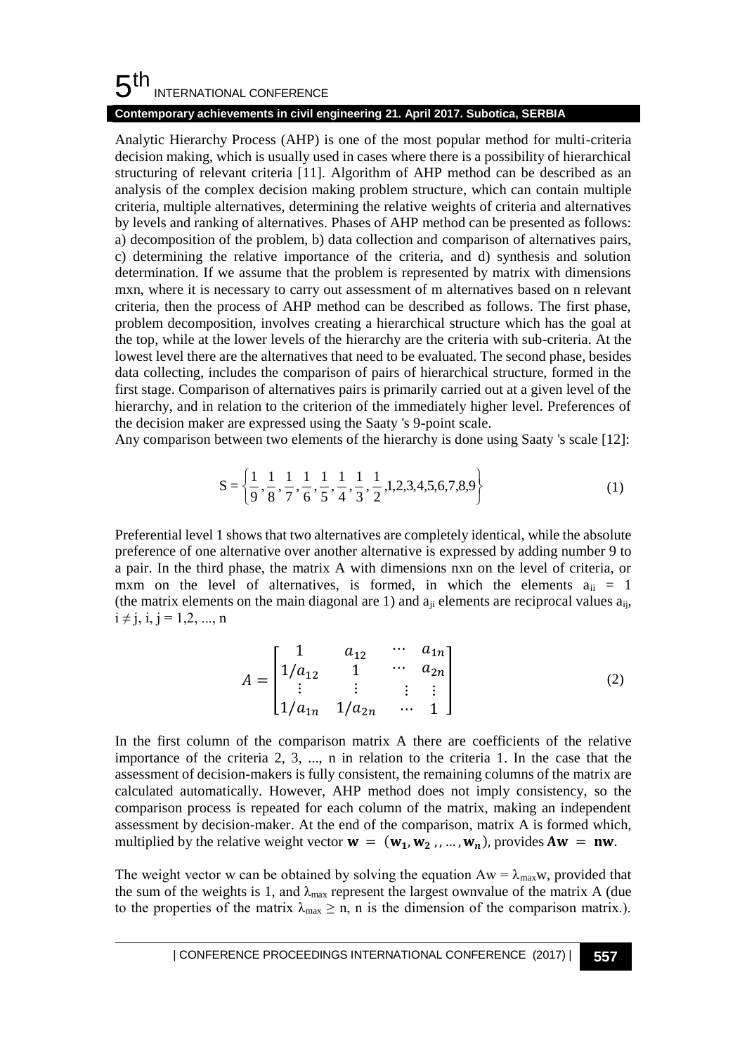Analytic Hierarchy Process (AHP) is one of the most popular method for multi-criteria decision making, which is usually used in cases where there is a possibility of hierarchical structuring of relevant criteria [11]. Algorithm of AHP method can be described as an analysis of the complex decision making problem structure, which can contain multiple criteria, multiple alternatives, determining the relative weights of criteria and alternatives by levels and ranking of alternatives. Phases of AHP method can be presented as follows: a) decomposition of the problem, b) data collection and comparison of alternatives pairs, c) determining the relative importance of the criteria, and d) synthesis and solution determination. If we assume that the problem is represented by matrix with dimensions mxn, where it is necessary to carry out assessment of m alternatives based on n relevant criteria, then the process of AHP method can be described as follows. The first phase, problem decomposition, involves creating a hierarchical structure which has the goal at the top, while at the lower levels of the hierarchy are the criteria with sub-criteria. At the lowest level there are the alternatives that need to be evaluated. The second phase, besides data collecting, includes the comparison of pairs of hierarchical structure, formed in the first stage. Comparison of alternatives pairs is primarily carried out at a given level of the hierarchy, and in relation to the criterion of the immediately higher level. Preferences of the decision maker are expressed using the Saaty 's 9-point scale.

Any comparison between two elements of the hierarchy is done using Saaty 's scale [12]:

$$S = \left\{ \frac{1}{9}, \frac{1}{8}, \frac{1}{7}, \frac{1}{6}, \frac{1}{5}, \frac{1}{4}, \frac{1}{3}, \frac{1}{2}, 1, 2, 3, 4, 5, 6, 7, 8, 9 \right\} \tag{1}$$

Preferential level 1 shows that two alternatives are completely identical, while the absolute preference of one alternative over another alternative is expressed by adding number 9 to a pair. In the third phase, the matrix A with dimensions nxn on the level of criteria, or mxm on the level of alternatives, is formed, in which the elements $a_{ii} = 1$ (the matrix elements on the main diagonal are 1) and $a_{ji}$ elements are reciprocal values $a_{ij}$, $i \neq j$, $i, j = 1,2, ..., n$

$$A = \begin{bmatrix} 1 & a_{12} & \cdots & a_{1n} \\ 1/a_{12} & 1 & \cdots & a_{2n} \\ \vdots & \vdots & \vdots & \vdots \\ 1/a_{1n} & 1/a_{2n} & \cdots & 1 \end{bmatrix} \tag{2}$$

In the first column of the comparison matrix A there are coefficients of the relative importance of the criteria 2, 3, ..., n in relation to the criteria 1. In the case that the assessment of decision-makers is fully consistent, the remaining columns of the matrix are calculated automatically. However, AHP method does not imply consistency, so the comparison process is repeated for each column of the matrix, making an independent assessment by decision-maker. At the end of the comparison, matrix A is formed which, multiplied by the relative weight vector $\mathbf{w} = (\mathbf{w_1}, \mathbf{w_2}, ..., \mathbf{w_n})$, provides $\mathbf{Aw} = \mathbf{nw}$.

The weight vector w can be obtained by solving the equation $Aw = \lambda_{max}w$, provided that the sum of the weights is 1, and $\lambda_{max}$ represent the largest ownvalue of the matrix A (due to the properties of the matrix $\lambda_{max} \geq n$, n is the dimension of the comparison matrix.).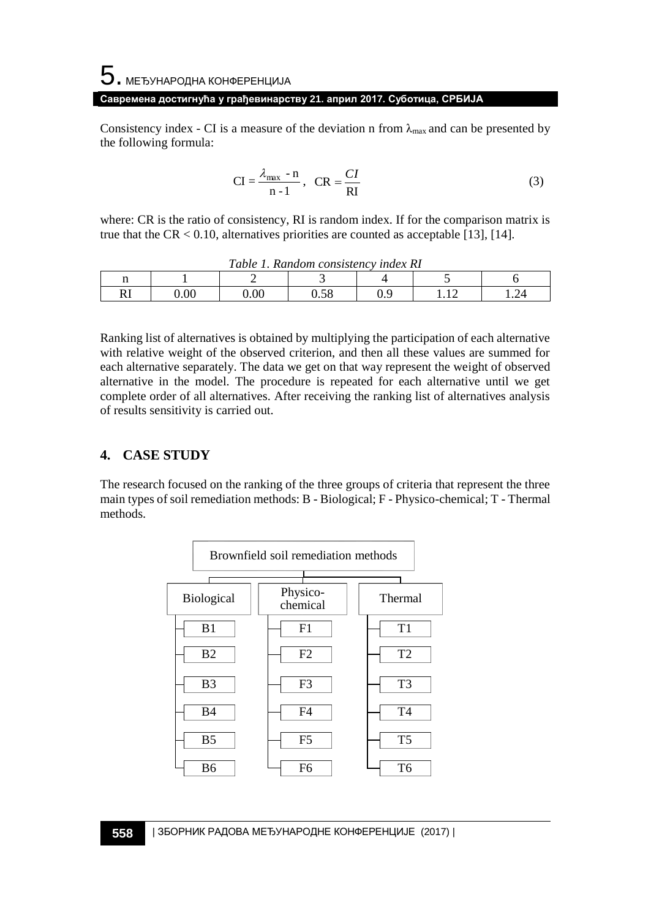Consistency index - CI is a measure of the deviation n from $\lambda_{max}$ and can be presented by the following formula:

$$CI = \frac{\lambda_{max} - n}{n - 1}, \quad CR = \frac{CI}{RI} \tag{3}$$

where: CR is the ratio of consistency, RI is random index. If for the comparison matrix is true that the CR < 0.10, alternatives priorities are counted as acceptable [13], [14].

*Table 1. Random consistency index RI*

| n | 1 | 2 | 3 | 4 | 5 | 6 |
|---|---|---|---|---|---|---|
| RI | 0.00 | 0.00 | 0.58 | 0.9 | 1.12 | 1.24 |

Ranking list of alternatives is obtained by multiplying the participation of each alternative with relative weight of the observed criterion, and then all these values are summed for each alternative separately. The data we get on that way represent the weight of observed alternative in the model. The procedure is repeated for each alternative until we get complete order of all alternatives. After receiving the ranking list of alternatives analysis of results sensitivity is carried out.

## 4. CASE STUDY

The research focused on the ranking of the three groups of criteria that represent the three main types of soil remediation methods: B - Biological; F - Physico-chemical; T - Thermal methods.

Brownfield soil remediation methods

| Biological | Physico-chemical | Thermal |
|---|---|---|
| B1 | F1 | T1 |
| B2 | F2 | T2 |
| B3 | F3 | T3 |
| B4 | F4 | T4 |
| B5 | F5 | T5 |
| B6 | F6 | T6 |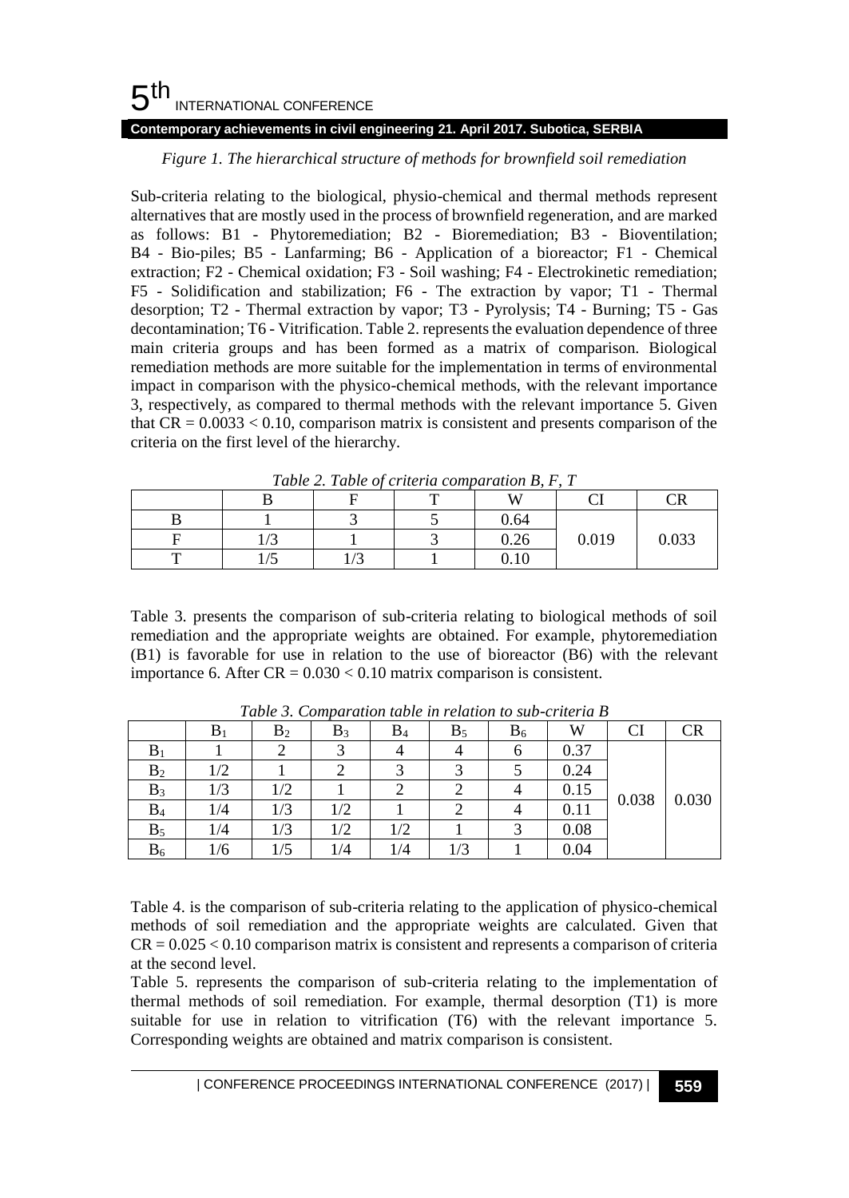*Figure 1. The hierarchical structure of methods for brownfield soil remediation*

Sub-criteria relating to the biological, physio-chemical and thermal methods represent alternatives that are mostly used in the process of brownfield regeneration, and are marked as follows: B1 - Phytoremediation; B2 - Bioremediation; B3 - Bioventilation; B4 - Bio-piles; B5 - Lanfarming; B6 - Application of a bioreactor; F1 - Chemical extraction; F2 - Chemical oxidation; F3 - Soil washing; F4 - Electrokinetic remediation; F5 - Solidification and stabilization; F6 - The extraction by vapor; T1 - Thermal desorption; T2 - Thermal extraction by vapor; T3 - Pyrolysis; T4 - Burning; T5 - Gas decontamination; T6 - Vitrification. Table 2. represents the evaluation dependence of three main criteria groups and has been formed as a matrix of comparison. Biological remediation methods are more suitable for the implementation in terms of environmental impact in comparison with the physico-chemical methods, with the relevant importance 3, respectively, as compared to thermal methods with the relevant importance 5. Given that CR = 0.0033 < 0.10, comparison matrix is consistent and presents comparison of the criteria on the first level of the hierarchy.

*Table 2. Table of criteria comparation B, F, T*

| | B | F | T | W | CI | CR |
|---|---|---|---|---|---|---|
| B | 1 | 3 | 5 | 0.64 | 0.019 | 0.033 |
| F | 1/3 | 1 | 3 | 0.26 | | |
| T | 1/5 | 1/3 | 1 | 0.10 | | |

Table 3. presents the comparison of sub-criteria relating to biological methods of soil remediation and the appropriate weights are obtained. For example, phytoremediation (B1) is favorable for use in relation to the use of bioreactor (B6) with the relevant importance 6. After CR = 0.030 < 0.10 matrix comparison is consistent.

*Table 3. Comparation table in relation to sub-criteria B*

| | $B_1$ | $B_2$ | $B_3$ | $B_4$ | $B_5$ | $B_6$ | W | CI | CR |
|---|---|---|---|---|---|---|---|---|---|
| $B_1$ | 1 | 2 | 3 | 4 | 4 | 6 | 0.37 | 0.038 | 0.030 |
| $B_2$ | 1/2 | 1 | 2 | 3 | 3 | 5 | 0.24 | | |
| $B_3$ | 1/3 | 1/2 | 1 | 2 | 2 | 4 | 0.15 | | |
| $B_4$ | 1/4 | 1/3 | 1/2 | 1 | 2 | 4 | 0.11 | | |
| $B_5$ | 1/4 | 1/3 | 1/2 | 1/2 | 1 | 3 | 0.08 | | |
| $B_6$ | 1/6 | 1/5 | 1/4 | 1/4 | 1/3 | 1 | 0.04 | | |

Table 4. is the comparison of sub-criteria relating to the application of physico-chemical methods of soil remediation and the appropriate weights are calculated. Given that CR = 0.025 < 0.10 comparison matrix is consistent and represents a comparison of criteria at the second level.

Table 5. represents the comparison of sub-criteria relating to the implementation of thermal methods of soil remediation. For example, thermal desorption (T1) is more suitable for use in relation to vitrification (T6) with the relevant importance 5. Corresponding weights are obtained and matrix comparison is consistent.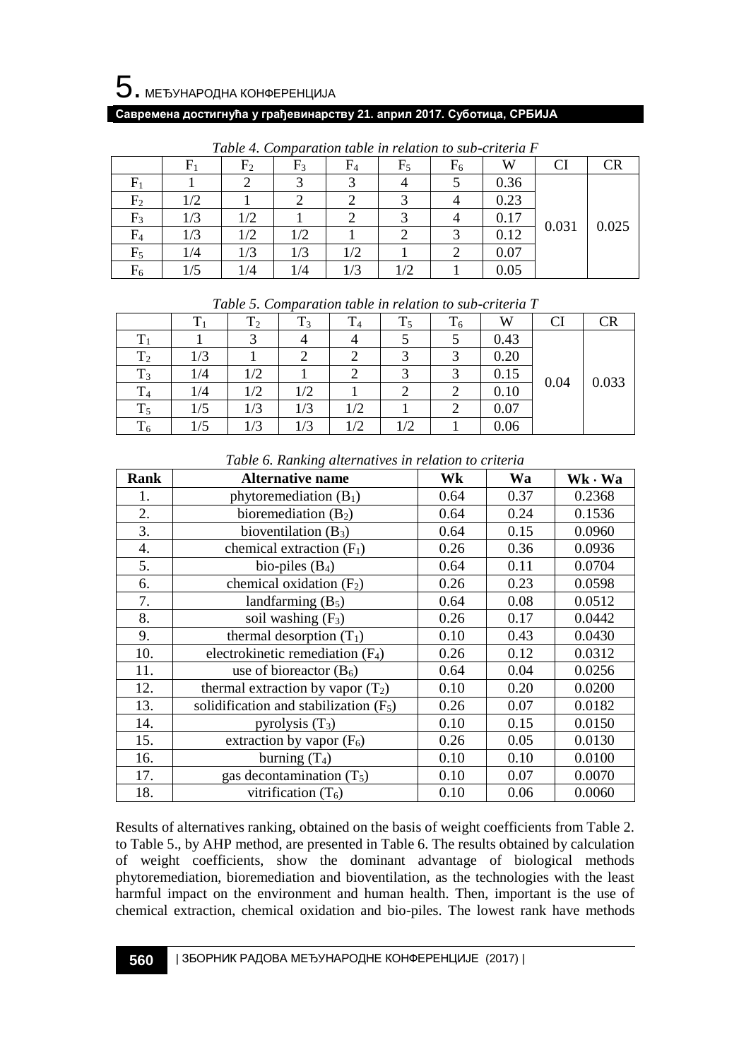*Table 4. Comparation table in relation to sub-criteria F*

| | $F_1$ | $F_2$ | $F_3$ | $F_4$ | $F_5$ | $F_6$ | W | CI | CR |
|---|---|---|---|---|---|---|---|---|---|
| $F_1$ | 1 | 2 | 3 | 3 | 4 | 5 | 0.36 | 0.031 | 0.025 |
| $F_2$ | 1/2 | 1 | 2 | 2 | 3 | 4 | 0.23 | | |
| $F_3$ | 1/3 | 1/2 | 1 | 2 | 3 | 4 | 0.17 | | |
| $F_4$ | 1/3 | 1/2 | 1/2 | 1 | 2 | 3 | 0.12 | | |
| $F_5$ | 1/4 | 1/3 | 1/3 | 1/2 | 1 | 2 | 0.07 | | |
| $F_6$ | 1/5 | 1/4 | 1/4 | 1/3 | 1/2 | 1 | 0.05 | | |

*Table 5. Comparation table in relation to sub-criteria T*

| | $T_1$ | $T_2$ | $T_3$ | $T_4$ | $T_5$ | $T_6$ | W | CI | CR |
|---|---|---|---|---|---|---|---|---|---|
| $T_1$ | 1 | 3 | 4 | 4 | 5 | 5 | 0.43 | 0.04 | 0.033 |
| $T_2$ | 1/3 | 1 | 2 | 2 | 3 | 3 | 0.20 | | |
| $T_3$ | 1/4 | 1/2 | 1 | 2 | 3 | 3 | 0.15 | | |
| $T_4$ | 1/4 | 1/2 | 1/2 | 1 | 2 | 2 | 0.10 | | |
| $T_5$ | 1/5 | 1/3 | 1/3 | 1/2 | 1 | 2 | 0.07 | | |
| $T_6$ | 1/5 | 1/3 | 1/3 | 1/2 | 1/2 | 1 | 0.06 | | |

*Table 6. Ranking alternatives in relation to criteria*

| **Rank** | **Alternative name** | **Wk** | **Wa** | **Wk · Wa** |
|---|---|---|---|---|
| 1. | phytoremediation ($B_1$) | 0.64 | 0.37 | 0.2368 |
| 2. | bioremediation ($B_2$) | 0.64 | 0.24 | 0.1536 |
| 3. | bioventilation ($B_3$) | 0.64 | 0.15 | 0.0960 |
| 4. | chemical extraction ($F_1$) | 0.26 | 0.36 | 0.0936 |
| 5. | bio-piles ($B_4$) | 0.64 | 0.11 | 0.0704 |
| 6. | chemical oxidation ($F_2$) | 0.26 | 0.23 | 0.0598 |
| 7. | landfarming ($B_5$) | 0.64 | 0.08 | 0.0512 |
| 8. | soil washing ($F_3$) | 0.26 | 0.17 | 0.0442 |
| 9. | thermal desorption ($T_1$) | 0.10 | 0.43 | 0.0430 |
| 10. | electrokinetic remediation ($F_4$) | 0.26 | 0.12 | 0.0312 |
| 11. | use of bioreactor ($B_6$) | 0.64 | 0.04 | 0.0256 |
| 12. | thermal extraction by vapor ($T_2$) | 0.10 | 0.20 | 0.0200 |
| 13. | solidification and stabilization ($F_5$) | 0.26 | 0.07 | 0.0182 |
| 14. | pyrolysis ($T_3$) | 0.10 | 0.15 | 0.0150 |
| 15. | extraction by vapor ($F_6$) | 0.26 | 0.05 | 0.0130 |
| 16. | burning ($T_4$) | 0.10 | 0.10 | 0.0100 |
| 17. | gas decontamination ($T_5$) | 0.10 | 0.07 | 0.0070 |
| 18. | vitrification ($T_6$) | 0.10 | 0.06 | 0.0060 |

Results of alternatives ranking, obtained on the basis of weight coefficients from Table 2. to Table 5., by AHP method, are presented in Table 6. The results obtained by calculation of weight coefficients, show the dominant advantage of biological methods phytoremediation, bioremediation and bioventilation, as the technologies with the least harmful impact on the environment and human health. Then, important is the use of chemical extraction, chemical oxidation and bio-piles. The lowest rank have methods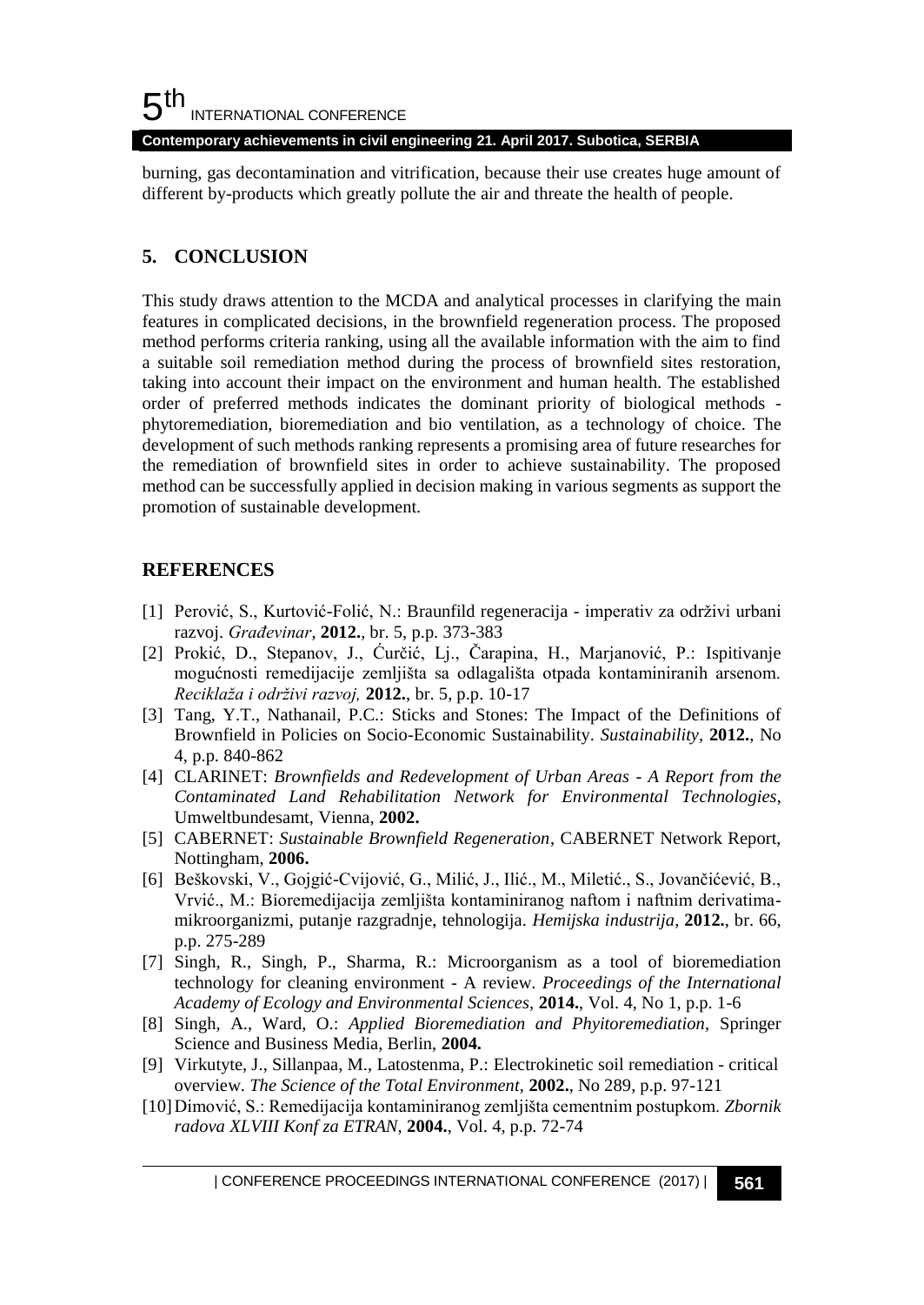burning, gas decontamination and vitrification, because their use creates huge amount of different by-products which greatly pollute the air and threate the health of people.

## 5. CONCLUSION

This study draws attention to the MCDA and analytical processes in clarifying the main features in complicated decisions, in the brownfield regeneration process. The proposed method performs criteria ranking, using all the available information with the aim to find a suitable soil remediation method during the process of brownfield sites restoration, taking into account their impact on the environment and human health. The established order of preferred methods indicates the dominant priority of biological methods - phytoremediation, bioremediation and bio ventilation, as a technology of choice. The development of such methods ranking represents a promising area of future researches for the remediation of brownfield sites in order to achieve sustainability. The proposed method can be successfully applied in decision making in various segments as support the promotion of sustainable development.

## REFERENCES

[1] Perović, S., Kurtović-Folić, N.: Braunfild regeneracija - imperativ za održivi urbani razvoj. *Građevinar*, **2012.**, br. 5, p.p. 373-383

[2] Prokić, D., Stepanov, J., Ćurčić, Lj., Čarapina, H., Marjanović, P.: Ispitivanje mogućnosti remedijacije zemljišta sa odlagališta otpada kontaminiranih arsenom. *Reciklaža i održivi razvoj,* **2012.**, br. 5, p.p. 10-17

[3] Tang, Y.T., Nathanail, P.C.: Sticks and Stones: The Impact of the Definitions of Brownfield in Policies on Socio-Economic Sustainability. *Sustainability,* **2012.**, No 4, p.p. 840-862

[4] CLARINET: *Brownfields and Redevelopment of Urban Areas - A Report from the Contaminated Land Rehabilitation Network for Environmental Technologies*, Umweltbundesamt, Vienna, **2002.**

[5] CABERNET: *Sustainable Brownfield Regeneration*, CABERNET Network Report, Nottingham, **2006.**

[6] Beškovski, V., Gojgić-Cvijović, G., Milić, J., Ilić., M., Miletić., S., Jovančićević, B., Vrvić., M.: Bioremedijacija zemljišta kontaminiranog naftom i naftnim derivatima-mikroorganizmi, putanje razgradnje, tehnologija. *Hemijska industrija,* **2012.**, br. 66, p.p. 275-289

[7] Singh, R., Singh, P., Sharma, R.: Microorganism as a tool of bioremediation technology for cleaning environment - A review. *Proceedings of the International Academy of Ecology and Environmental Sciences,* **2014.**, Vol. 4, No 1, p.p. 1-6

[8] Singh, A., Ward, O.: *Applied Bioremediation and Phyitoremediation,* Springer Science and Business Media, Berlin, **2004.**

[9] Virkutyte, J., Sillanpaa, M., Latostenma, P.: Electrokinetic soil remediation - critical overview. *The Science of the Total Environment,* **2002.**, No 289, p.p. 97-121

[10] Dimović, S.: Remedijacija kontaminiranog zemljišta cementnim postupkom. *Zbornik radova XLVIII Konf za ETRAN,* **2004.**, Vol. 4, p.p. 72-74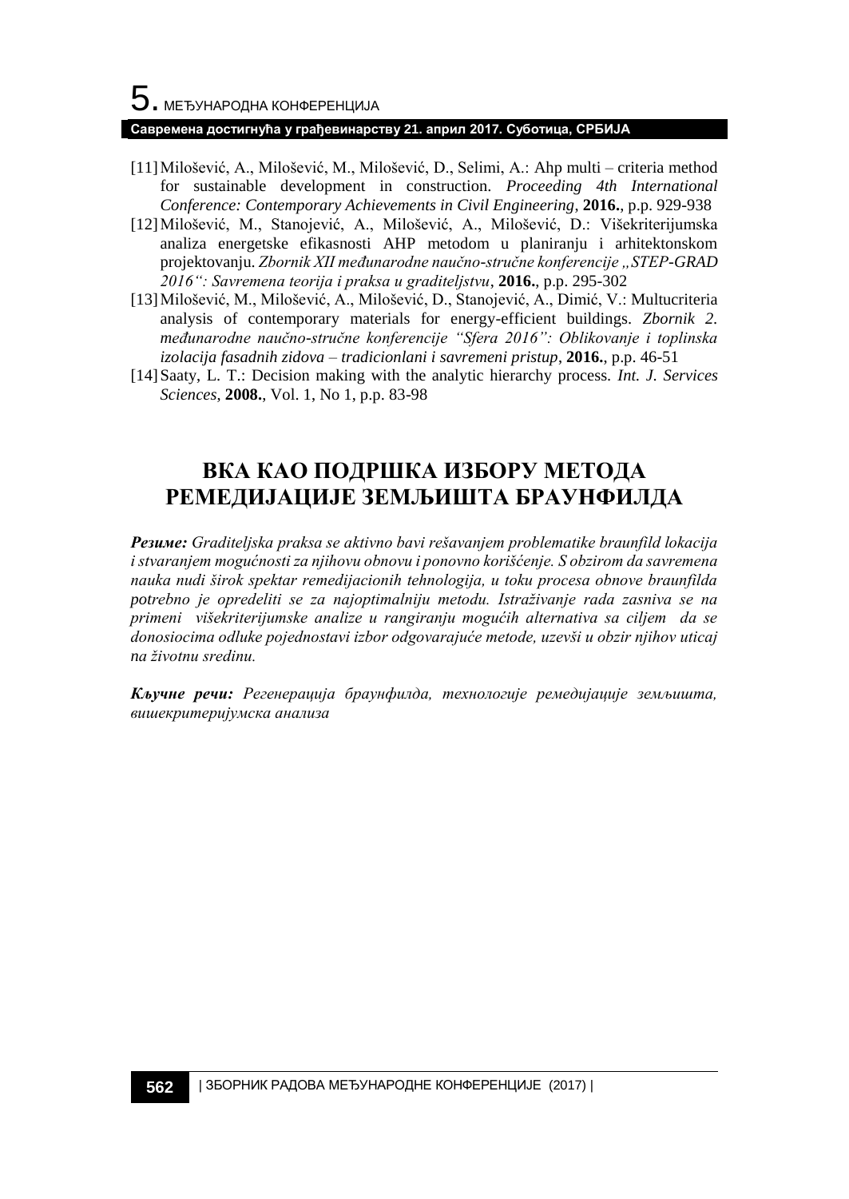[11] Milošević, A., Milošević, M., Milošević, D., Selimi, A.: Ahp multi – criteria method for sustainable development in construction. *Proceeding 4th International Conference: Contemporary Achievements in Civil Engineering*, **2016.**, p.p. 929-938

[12] Milošević, M., Stanojević, A., Milošević, A., Milošević, D.: Višekriterijumska analiza energetske efikasnosti AHP metodom u planiranju i arhitektonskom projektovanju. *Zbornik XII međunarodne naučno-stručne konferencije „STEP-GRAD 2016": Savremena teorija i praksa u graditeljstvu*, **2016.**, p.p. 295-302

[13] Milošević, M., Milošević, A., Milošević, D., Stanojević, A., Dimić, V.: Multucriteria analysis of contemporary materials for energy-efficient buildings. *Zbornik 2. međunarodne naučno-stručne konferencije "Sfera 2016": Oblikovanje i toplinska izolacija fasadnih zidova – tradicionlani i savremeni pristup*, **2016.**, p.p. 46-51

[14] Saaty, L. T.: Decision making with the analytic hierarchy process. *Int. J. Services Sciences*, **2008.**, Vol. 1, No 1, p.p. 83-98

# ВКА КАО ПОДРШКА ИЗБОРУ МЕТОДА РЕМЕДИЈАЦИЈЕ ЗЕМЉИШТА БРАУНФИЛДА

***Резиме:*** *Graditeljska praksa se aktivno bavi rešavanjem problematike braunfild lokacija i stvaranjem mogućnosti za njihovu obnovu i ponovno korišćenje. S obzirom da savremena nauka nudi širok spektar remedijacionih tehnologija, u toku procesa obnove braunfilda potrebno je opredeliti se za najoptimalniju metodu. Istraživanje rada zasniva se na primeni višekriterijumske analize u rangiranju mogućih alternativa sa ciljem da se donosiocima odluke pojednostavi izbor odgovarajuće metode, uzevši u obzir njihov uticaj na životnu sredinu.*

***Кључне речи:*** *Регенерација браунфилда, технологије ремедијације земљишта, вишекритеријумска анализа*